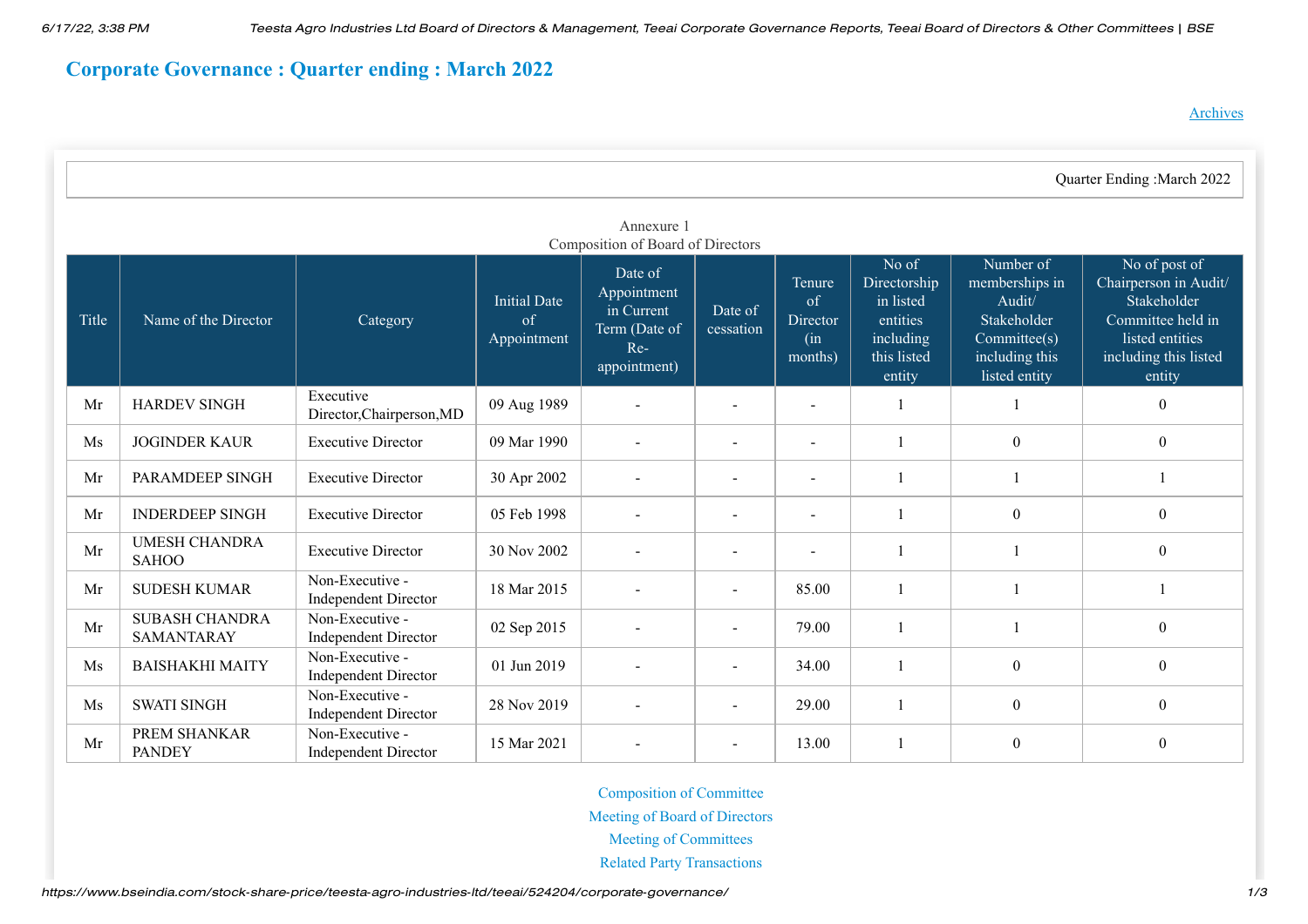# Corporate Governance : Quarter ending : March 2022

Archives

Quarter Ending :March 2022

Annexure 1
Composition of Board of Directors

| Title | Name of the Director | Category | Initial Date of Appointment | Date of Appointment in Current Term (Date of Re-appointment) | Date of cessation | Tenure of Director (in months) | No of Directorship in listed entities including this listed entity | Number of memberships in Audit/ Stakeholder Committee(s) including this listed entity | No of post of Chairperson in Audit/ Stakeholder Committee held in listed entities including this listed entity |
|---|---|---|---|---|---|---|---|---|---|
| Mr | HARDEV SINGH | Executive Director,Chairperson,MD | 09 Aug 1989 | - | - | - | 1 | 1 | 0 |
| Ms | JOGINDER KAUR | Executive Director | 09 Mar 1990 | - | - | - | 1 | 0 | 0 |
| Mr | PARAMDEEP SINGH | Executive Director | 30 Apr 2002 | - | - | - | 1 | 1 | 1 |
| Mr | INDERDEEP SINGH | Executive Director | 05 Feb 1998 | - | - | - | 1 | 0 | 0 |
| Mr | UMESH CHANDRA SAHOO | Executive Director | 30 Nov 2002 | - | - | - | 1 | 1 | 0 |
| Mr | SUDESH KUMAR | Non-Executive - Independent Director | 18 Mar 2015 | - | - | 85.00 | 1 | 1 | 1 |
| Mr | SUBASH CHANDRA SAMANTARAY | Non-Executive - Independent Director | 02 Sep 2015 | - | - | 79.00 | 1 | 1 | 0 |
| Ms | BAISHAKHI MAITY | Non-Executive - Independent Director | 01 Jun 2019 | - | - | 34.00 | 1 | 0 | 0 |
| Ms | SWATI SINGH | Non-Executive - Independent Director | 28 Nov 2019 | - | - | 29.00 | 1 | 0 | 0 |
| Mr | PREM SHANKAR PANDEY | Non-Executive - Independent Director | 15 Mar 2021 | - | - | 13.00 | 1 | 0 | 0 |

Composition of Committee
Meeting of Board of Directors
Meeting of Committees
Related Party Transactions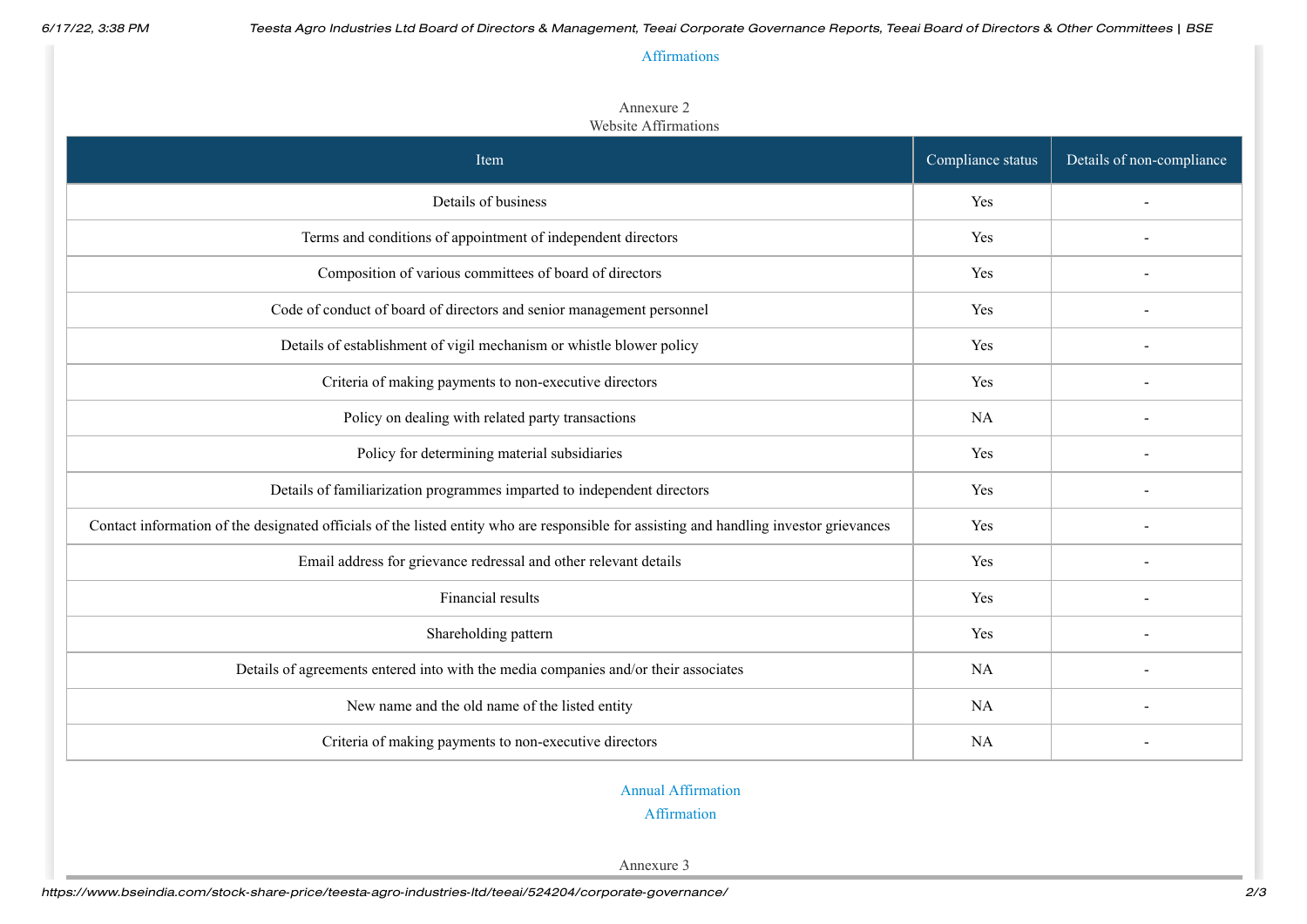Affirmations

Annexure 2
Website Affirmations

| Item | Compliance status | Details of non-compliance |
| --- | --- | --- |
| Details of business | Yes | - |
| Terms and conditions of appointment of independent directors | Yes | - |
| Composition of various committees of board of directors | Yes | - |
| Code of conduct of board of directors and senior management personnel | Yes | - |
| Details of establishment of vigil mechanism or whistle blower policy | Yes | - |
| Criteria of making payments to non-executive directors | Yes | - |
| Policy on dealing with related party transactions | NA | - |
| Policy for determining material subsidiaries | Yes | - |
| Details of familiarization programmes imparted to independent directors | Yes | - |
| Contact information of the designated officials of the listed entity who are responsible for assisting and handling investor grievances | Yes | - |
| Email address for grievance redressal and other relevant details | Yes | - |
| Financial results | Yes | - |
| Shareholding pattern | Yes | - |
| Details of agreements entered into with the media companies and/or their associates | NA | - |
| New name and the old name of the listed entity | NA | - |
| Criteria of making payments to non-executive directors | NA | - |

Annual Affirmation

Affirmation

Annexure 3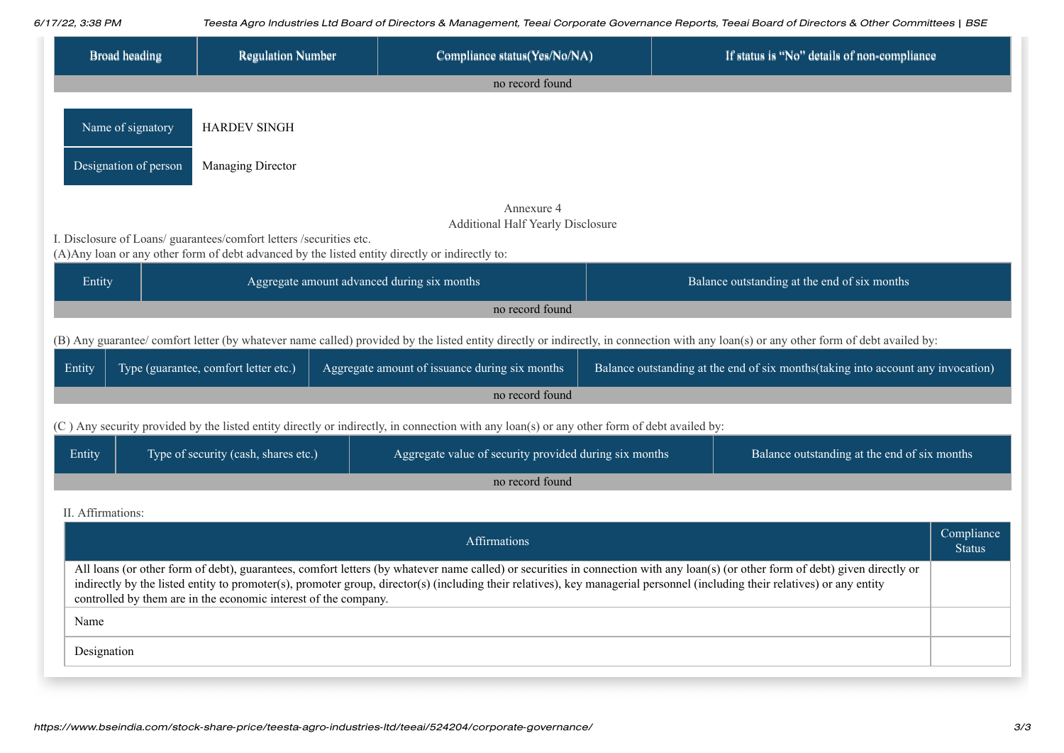| Broad heading | Regulation Number | Compliance status(Yes/No/NA) | If status is "No" details of non-compliance |
| --- | --- | --- | --- |
| no record found | | | |

| Name of signatory | HARDEV SINGH |
| --- | --- |
| Designation of person | Managing Director |

Annexure 4
Additional Half Yearly Disclosure

I. Disclosure of Loans/ guarantees/comfort letters /securities etc.

(A)Any loan or any other form of debt advanced by the listed entity directly or indirectly to:

| Entity | Aggregate amount advanced during six months | Balance outstanding at the end of six months |
| --- | --- | --- |
| no record found | | |

(B) Any guarantee/ comfort letter (by whatever name called) provided by the listed entity directly or indirectly, in connection with any loan(s) or any other form of debt availed by:

| Entity | Type (guarantee, comfort letter etc.) | Aggregate amount of issuance during six months | Balance outstanding at the end of six months(taking into account any invocation) |
| --- | --- | --- | --- |
| no record found | | | |

(C ) Any security provided by the listed entity directly or indirectly, in connection with any loan(s) or any other form of debt availed by:

| Entity | Type of security (cash, shares etc.) | Aggregate value of security provided during six months | Balance outstanding at the end of six months |
| --- | --- | --- | --- |
| no record found | | | |

II. Affirmations:

| Affirmations | Compliance Status |
| --- | --- |
| All loans (or other form of debt), guarantees, comfort letters (by whatever name called) or securities in connection with any loan(s) (or other form of debt) given directly or indirectly by the listed entity to promoter(s), promoter group, director(s) (including their relatives), key managerial personnel (including their relatives) or any entity controlled by them are in the economic interest of the company. | |
| Name | |
| Designation | |